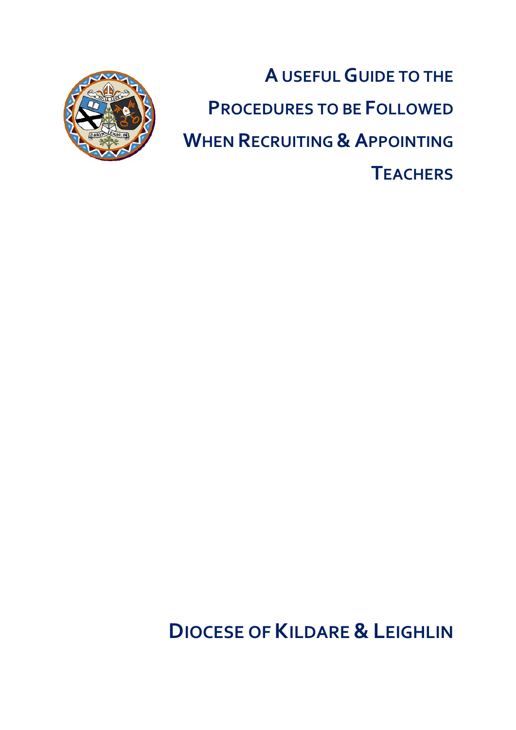# A USEFUL GUIDE TO THE PROCEDURES TO BE FOLLOWED WHEN RECRUITING & APPOINTING TEACHERS

## DIOCESE OF KILDARE & LEIGHLIN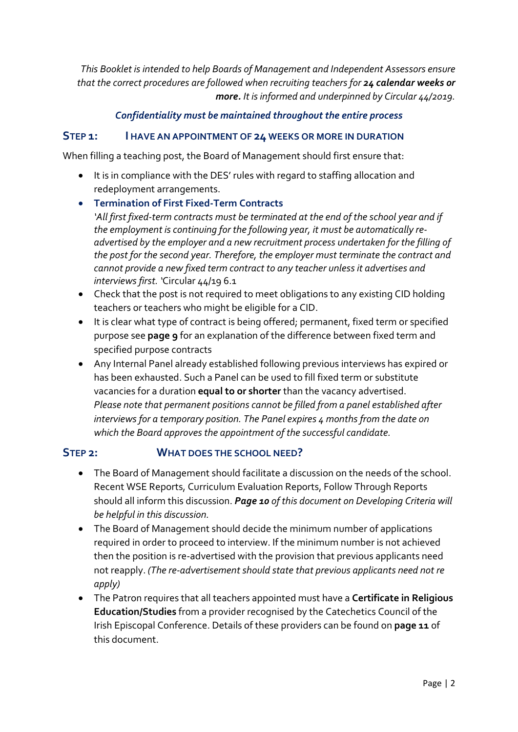*This Booklet is intended to help Boards of Management and Independent Assessors ensure that the correct procedures are followed when recruiting teachers for* ***24 calendar weeks or more****. It is informed and underpinned by Circular 44/2019.*

***Confidentiality must be maintained throughout the entire process***

## STEP 1: I HAVE AN APPOINTMENT OF 24 WEEKS OR MORE IN DURATION

When filling a teaching post, the Board of Management should first ensure that:

- It is in compliance with the DES' rules with regard to staffing allocation and redeployment arrangements.
- **Termination of First Fixed-Term Contracts**
  *'All first fixed-term contracts must be terminated at the end of the school year and if the employment is continuing for the following year, it must be automatically re-advertised by the employer and a new recruitment process undertaken for the filling of the post for the second year. Therefore, the employer must terminate the contract and cannot provide a new fixed term contract to any teacher unless it advertises and interviews first. '*Circular 44/19 6.1
- Check that the post is not required to meet obligations to any existing CID holding teachers or teachers who might be eligible for a CID.
- It is clear what type of contract is being offered; permanent, fixed term or specified purpose see **page 9** for an explanation of the difference between fixed term and specified purpose contracts
- Any Internal Panel already established following previous interviews has expired or has been exhausted. Such a Panel can be used to fill fixed term or substitute vacancies for a duration **equal to or shorter** than the vacancy advertised. *Please note that permanent positions cannot be filled from a panel established after interviews for a temporary position. The Panel expires 4 months from the date on which the Board approves the appointment of the successful candidate.*

## STEP 2: WHAT DOES THE SCHOOL NEED?

- The Board of Management should facilitate a discussion on the needs of the school. Recent WSE Reports, Curriculum Evaluation Reports, Follow Through Reports should all inform this discussion. ***Page 10*** *of this document on Developing Criteria will be helpful in this discussion.*
- The Board of Management should decide the minimum number of applications required in order to proceed to interview. If the minimum number is not achieved then the position is re-advertised with the provision that previous applicants need not reapply. *(The re-advertisement should state that previous applicants need not re apply)*
- The Patron requires that all teachers appointed must have a **Certificate in Religious Education/Studies** from a provider recognised by the Catechetics Council of the Irish Episcopal Conference. Details of these providers can be found on **page 11** of this document.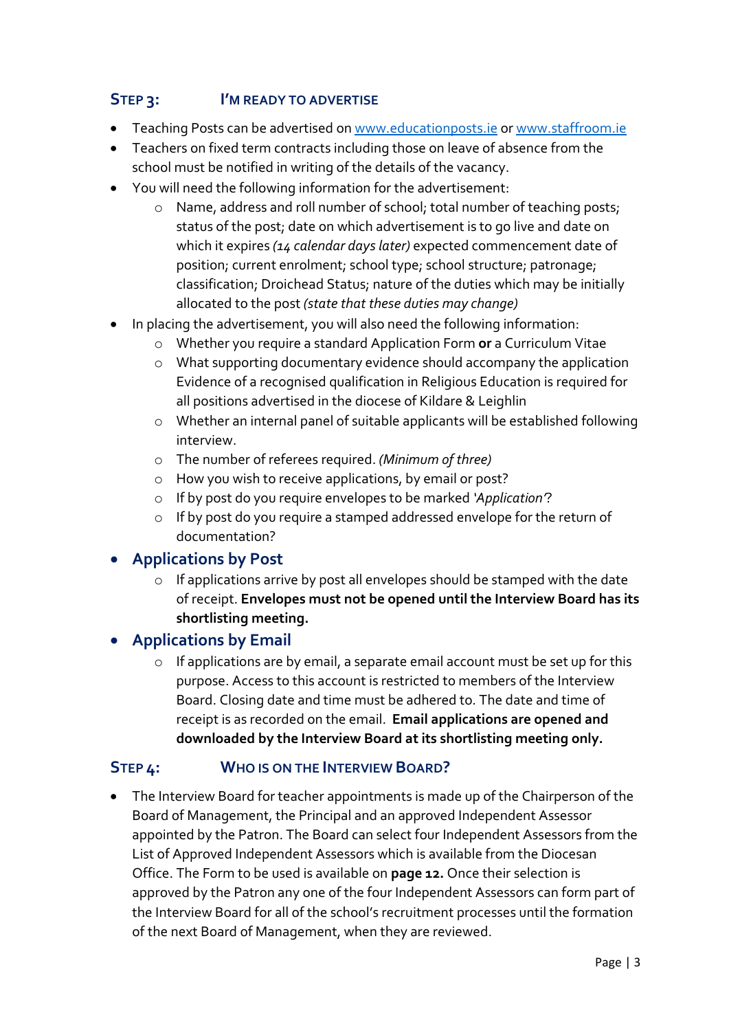## Step 3: I'm ready to advertise

- Teaching Posts can be advertised on [www.educationposts.ie](http://www.educationposts.ie) or [www.staffroom.ie](http://www.staffroom.ie)
- Teachers on fixed term contracts including those on leave of absence from the school must be notified in writing of the details of the vacancy.
- You will need the following information for the advertisement:
    - Name, address and roll number of school; total number of teaching posts; status of the post; date on which advertisement is to go live and date on which it expires *(14 calendar days later)* expected commencement date of position; current enrolment; school type; school structure; patronage; classification; Droichead Status; nature of the duties which may be initially allocated to the post *(state that these duties may change)*
- In placing the advertisement, you will also need the following information:
    - Whether you require a standard Application Form **or** a Curriculum Vitae
    - What supporting documentary evidence should accompany the application Evidence of a recognised qualification in Religious Education is required for all positions advertised in the diocese of Kildare & Leighlin
    - Whether an internal panel of suitable applicants will be established following interview.
    - The number of referees required. *(Minimum of three)*
    - How you wish to receive applications, by email or post?
    - If by post do you require envelopes to be marked '*Application*'?
    - If by post do you require a stamped addressed envelope for the return of documentation?
- **Applications by Post**
    - If applications arrive by post all envelopes should be stamped with the date of receipt. **Envelopes must not be opened until the Interview Board has its shortlisting meeting.**
- **Applications by Email**
    - If applications are by email, a separate email account must be set up for this purpose. Access to this account is restricted to members of the Interview Board. Closing date and time must be adhered to. The date and time of receipt is as recorded on the email. **Email applications are opened and downloaded by the Interview Board at its shortlisting meeting only.**

## Step 4: Who is on the Interview Board?

- The Interview Board for teacher appointments is made up of the Chairperson of the Board of Management, the Principal and an approved Independent Assessor appointed by the Patron. The Board can select four Independent Assessors from the List of Approved Independent Assessors which is available from the Diocesan Office. The Form to be used is available on **page 12.** Once their selection is approved by the Patron any one of the four Independent Assessors can form part of the Interview Board for all of the school's recruitment processes until the formation of the next Board of Management, when they are reviewed.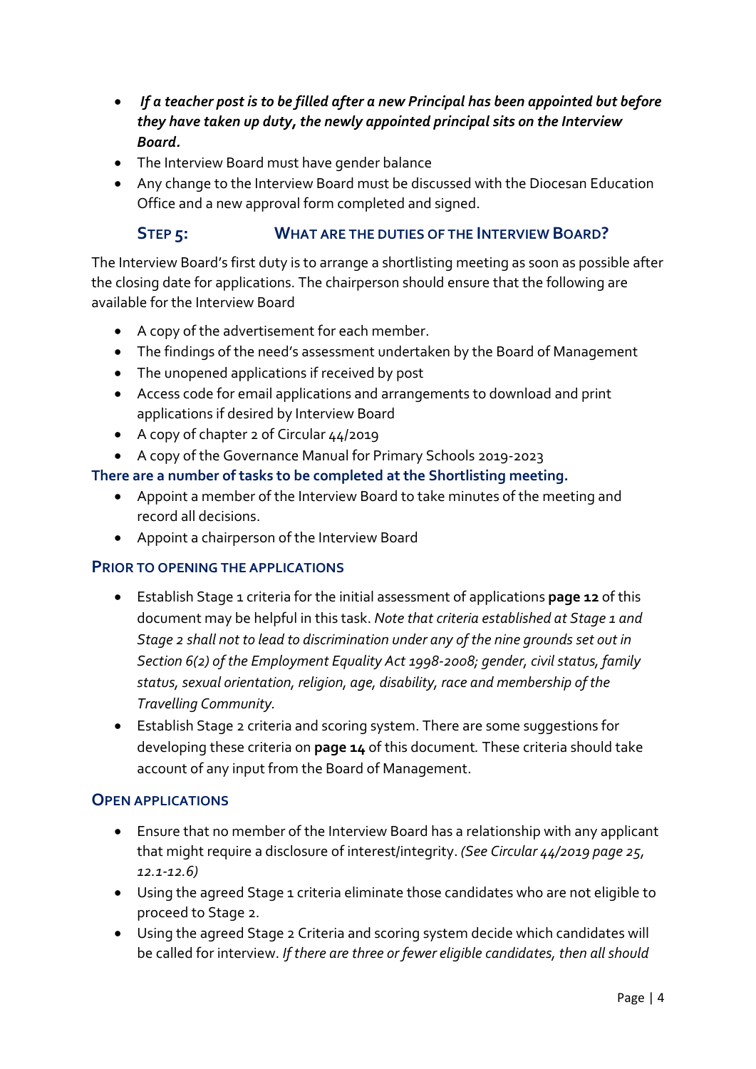- ***If a teacher post is to be filled after a new Principal has been appointed but before they have taken up duty, the newly appointed principal sits on the Interview Board.***
- The Interview Board must have gender balance
- Any change to the Interview Board must be discussed with the Diocesan Education Office and a new approval form completed and signed.

## STEP 5: WHAT ARE THE DUTIES OF THE INTERVIEW BOARD?

The Interview Board's first duty is to arrange a shortlisting meeting as soon as possible after the closing date for applications. The chairperson should ensure that the following are available for the Interview Board

- A copy of the advertisement for each member.
- The findings of the need's assessment undertaken by the Board of Management
- The unopened applications if received by post
- Access code for email applications and arrangements to download and print applications if desired by Interview Board
- A copy of chapter 2 of Circular 44/2019
- A copy of the Governance Manual for Primary Schools 2019-2023

**There are a number of tasks to be completed at the Shortlisting meeting.**

- Appoint a member of the Interview Board to take minutes of the meeting and record all decisions.
- Appoint a chairperson of the Interview Board

### PRIOR TO OPENING THE APPLICATIONS

- Establish Stage 1 criteria for the initial assessment of applications **page 12** of this document may be helpful in this task. *Note that criteria established at Stage 1 and Stage 2 shall not to lead to discrimination under any of the nine grounds set out in Section 6(2) of the Employment Equality Act 1998-2008; gender, civil status, family status, sexual orientation, religion, age, disability, race and membership of the Travelling Community.*
- Establish Stage 2 criteria and scoring system. There are some suggestions for developing these criteria on **page 14** of this document. These criteria should take account of any input from the Board of Management.

### OPEN APPLICATIONS

- Ensure that no member of the Interview Board has a relationship with any applicant that might require a disclosure of interest/integrity. *(See Circular 44/2019 page 25, 12.1-12.6)*
- Using the agreed Stage 1 criteria eliminate those candidates who are not eligible to proceed to Stage 2.
- Using the agreed Stage 2 Criteria and scoring system decide which candidates will be called for interview. *If there are three or fewer eligible candidates, then all should*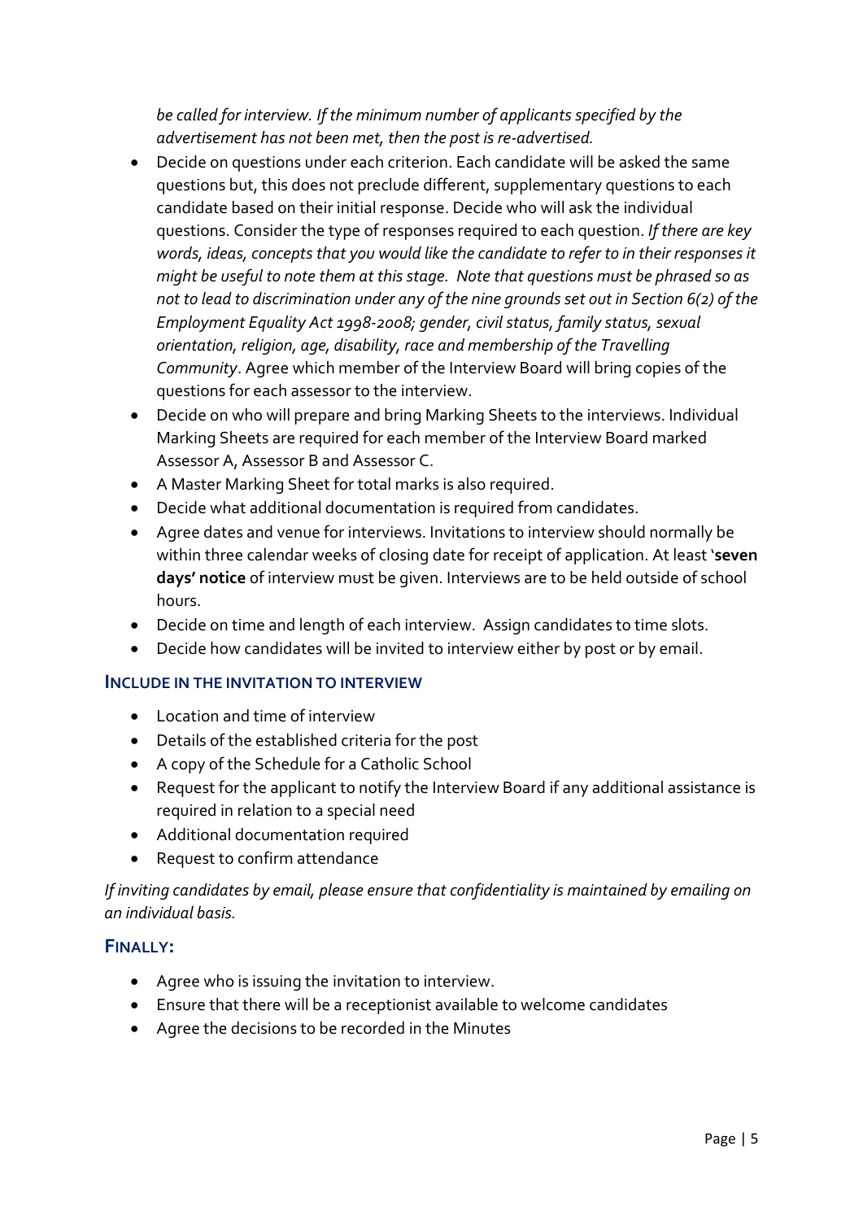*be called for interview. If the minimum number of applicants specified by the advertisement has not been met, then the post is re-advertised.*

- Decide on questions under each criterion. Each candidate will be asked the same questions but, this does not preclude different, supplementary questions to each candidate based on their initial response. Decide who will ask the individual questions. Consider the type of responses required to each question. *If there are key words, ideas, concepts that you would like the candidate to refer to in their responses it might be useful to note them at this stage. Note that questions must be phrased so as not to lead to discrimination under any of the nine grounds set out in Section 6(2) of the Employment Equality Act 1998-2008; gender, civil status, family status, sexual orientation, religion, age, disability, race and membership of the Travelling Community*. Agree which member of the Interview Board will bring copies of the questions for each assessor to the interview.
- Decide on who will prepare and bring Marking Sheets to the interviews. Individual Marking Sheets are required for each member of the Interview Board marked Assessor A, Assessor B and Assessor C.
- A Master Marking Sheet for total marks is also required.
- Decide what additional documentation is required from candidates.
- Agree dates and venue for interviews. Invitations to interview should normally be within three calendar weeks of closing date for receipt of application. At least '**seven days' notice** of interview must be given. Interviews are to be held outside of school hours.
- Decide on time and length of each interview. Assign candidates to time slots.
- Decide how candidates will be invited to interview either by post or by email.

### INCLUDE IN THE INVITATION TO INTERVIEW

- Location and time of interview
- Details of the established criteria for the post
- A copy of the Schedule for a Catholic School
- Request for the applicant to notify the Interview Board if any additional assistance is required in relation to a special need
- Additional documentation required
- Request to confirm attendance

*If inviting candidates by email, please ensure that confidentiality is maintained by emailing on an individual basis.*

### FINALLY:

- Agree who is issuing the invitation to interview.
- Ensure that there will be a receptionist available to welcome candidates
- Agree the decisions to be recorded in the Minutes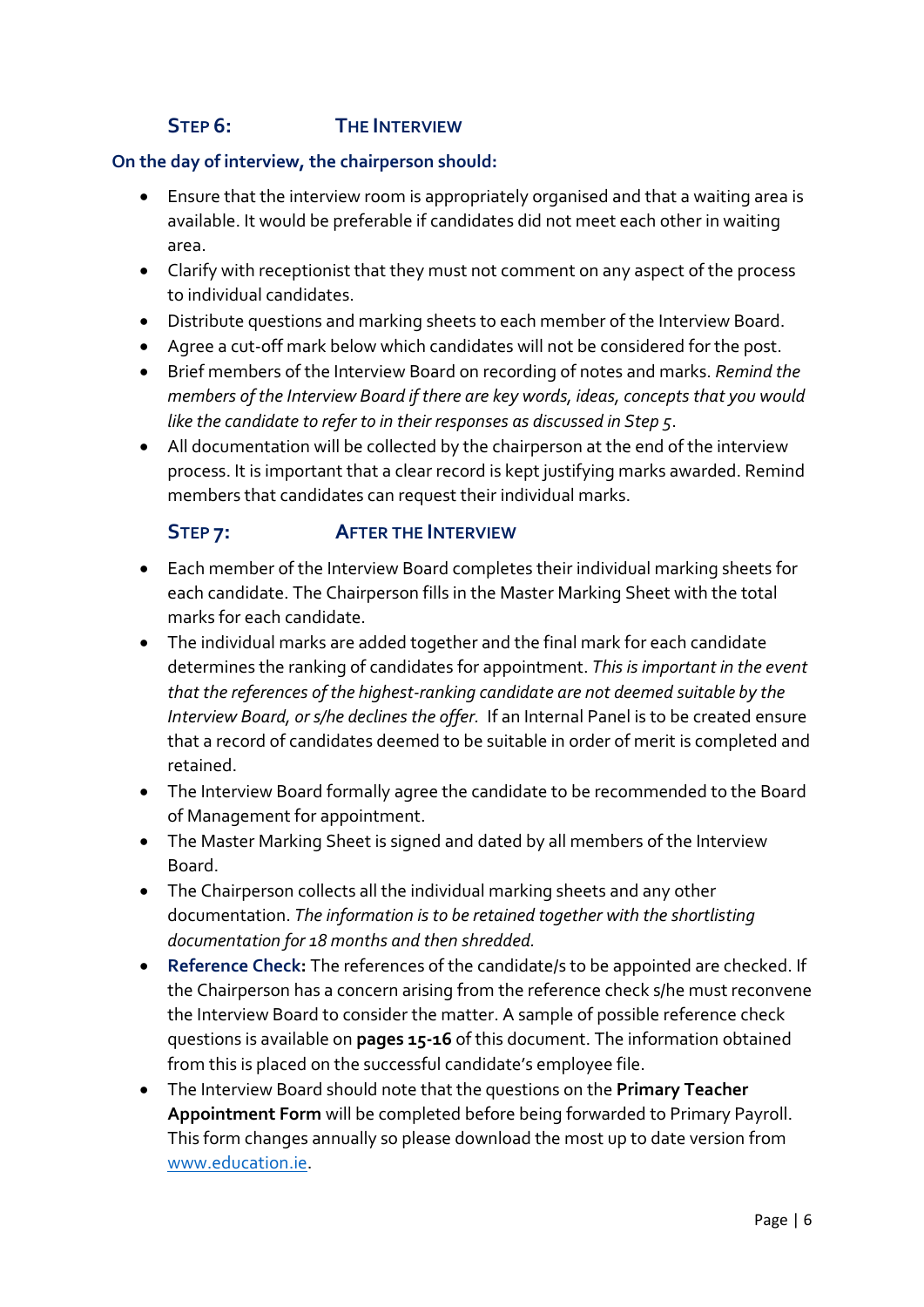## Step 6: The Interview

**On the day of interview, the chairperson should:**

- Ensure that the interview room is appropriately organised and that a waiting area is available. It would be preferable if candidates did not meet each other in waiting area.
- Clarify with receptionist that they must not comment on any aspect of the process to individual candidates.
- Distribute questions and marking sheets to each member of the Interview Board.
- Agree a cut-off mark below which candidates will not be considered for the post.
- Brief members of the Interview Board on recording of notes and marks. *Remind the members of the Interview Board if there are key words, ideas, concepts that you would like the candidate to refer to in their responses as discussed in Step 5.*
- All documentation will be collected by the chairperson at the end of the interview process. It is important that a clear record is kept justifying marks awarded. Remind members that candidates can request their individual marks.

## Step 7: After the Interview

- Each member of the Interview Board completes their individual marking sheets for each candidate. The Chairperson fills in the Master Marking Sheet with the total marks for each candidate.
- The individual marks are added together and the final mark for each candidate determines the ranking of candidates for appointment. *This is important in the event that the references of the highest-ranking candidate are not deemed suitable by the Interview Board, or s/he declines the offer.* If an Internal Panel is to be created ensure that a record of candidates deemed to be suitable in order of merit is completed and retained.
- The Interview Board formally agree the candidate to be recommended to the Board of Management for appointment.
- The Master Marking Sheet is signed and dated by all members of the Interview Board.
- The Chairperson collects all the individual marking sheets and any other documentation. *The information is to be retained together with the shortlisting documentation for 18 months and then shredded.*
- **Reference Check:** The references of the candidate/s to be appointed are checked. If the Chairperson has a concern arising from the reference check s/he must reconvene the Interview Board to consider the matter. A sample of possible reference check questions is available on **pages 15-16** of this document. The information obtained from this is placed on the successful candidate's employee file.
- The Interview Board should note that the questions on the **Primary Teacher Appointment Form** will be completed before being forwarded to Primary Payroll. This form changes annually so please download the most up to date version from [www.education.ie](http://www.education.ie).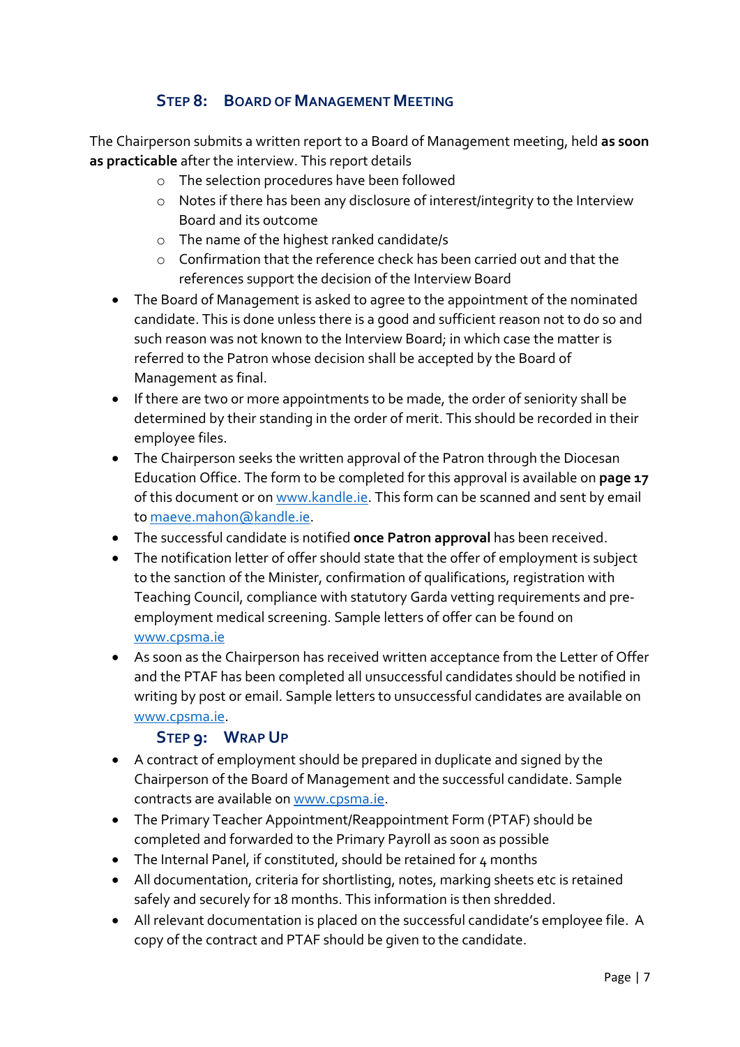### STEP 8: BOARD OF MANAGEMENT MEETING

The Chairperson submits a written report to a Board of Management meeting, held **as soon as practicable** after the interview. This report details

- The selection procedures have been followed
- Notes if there has been any disclosure of interest/integrity to the Interview Board and its outcome
- The name of the highest ranked candidate/s
- Confirmation that the reference check has been carried out and that the references support the decision of the Interview Board

- The Board of Management is asked to agree to the appointment of the nominated candidate. This is done unless there is a good and sufficient reason not to do so and such reason was not known to the Interview Board; in which case the matter is referred to the Patron whose decision shall be accepted by the Board of Management as final.
- If there are two or more appointments to be made, the order of seniority shall be determined by their standing in the order of merit. This should be recorded in their employee files.
- The Chairperson seeks the written approval of the Patron through the Diocesan Education Office. The form to be completed for this approval is available on **page 17** of this document or on www.kandle.ie. This form can be scanned and sent by email to maeve.mahon@kandle.ie.
- The successful candidate is notified **once Patron approval** has been received.
- The notification letter of offer should state that the offer of employment is subject to the sanction of the Minister, confirmation of qualifications, registration with Teaching Council, compliance with statutory Garda vetting requirements and pre-employment medical screening. Sample letters of offer can be found on www.cpsma.ie
- As soon as the Chairperson has received written acceptance from the Letter of Offer and the PTAF has been completed all unsuccessful candidates should be notified in writing by post or email. Sample letters to unsuccessful candidates are available on www.cpsma.ie.

### STEP 9: WRAP UP

- A contract of employment should be prepared in duplicate and signed by the Chairperson of the Board of Management and the successful candidate. Sample contracts are available on www.cpsma.ie.
- The Primary Teacher Appointment/Reappointment Form (PTAF) should be completed and forwarded to the Primary Payroll as soon as possible
- The Internal Panel, if constituted, should be retained for 4 months
- All documentation, criteria for shortlisting, notes, marking sheets etc is retained safely and securely for 18 months. This information is then shredded.
- All relevant documentation is placed on the successful candidate's employee file. A copy of the contract and PTAF should be given to the candidate.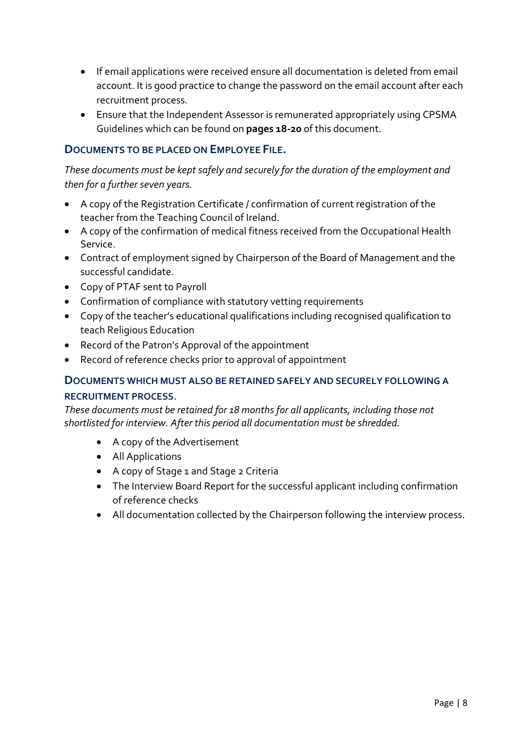- If email applications were received ensure all documentation is deleted from email account. It is good practice to change the password on the email account after each recruitment process.
- Ensure that the Independent Assessor is remunerated appropriately using CPSMA Guidelines which can be found on **pages 18-20** of this document.

### Documents to be placed on Employee File.

*These documents must be kept safely and securely for the duration of the employment and then for a further seven years.*

- A copy of the Registration Certificate / confirmation of current registration of the teacher from the Teaching Council of Ireland.
- A copy of the confirmation of medical fitness received from the Occupational Health Service.
- Contract of employment signed by Chairperson of the Board of Management and the successful candidate.
- Copy of PTAF sent to Payroll
- Confirmation of compliance with statutory vetting requirements
- Copy of the teacher's educational qualifications including recognised qualification to teach Religious Education
- Record of the Patron's Approval of the appointment
- Record of reference checks prior to approval of appointment

### Documents which must also be retained safely and securely following a recruitment process.

*These documents must be retained for 18 months for all applicants, including those not shortlisted for interview. After this period all documentation must be shredded.*

- A copy of the Advertisement
- All Applications
- A copy of Stage 1 and Stage 2 Criteria
- The Interview Board Report for the successful applicant including confirmation of reference checks
- All documentation collected by the Chairperson following the interview process.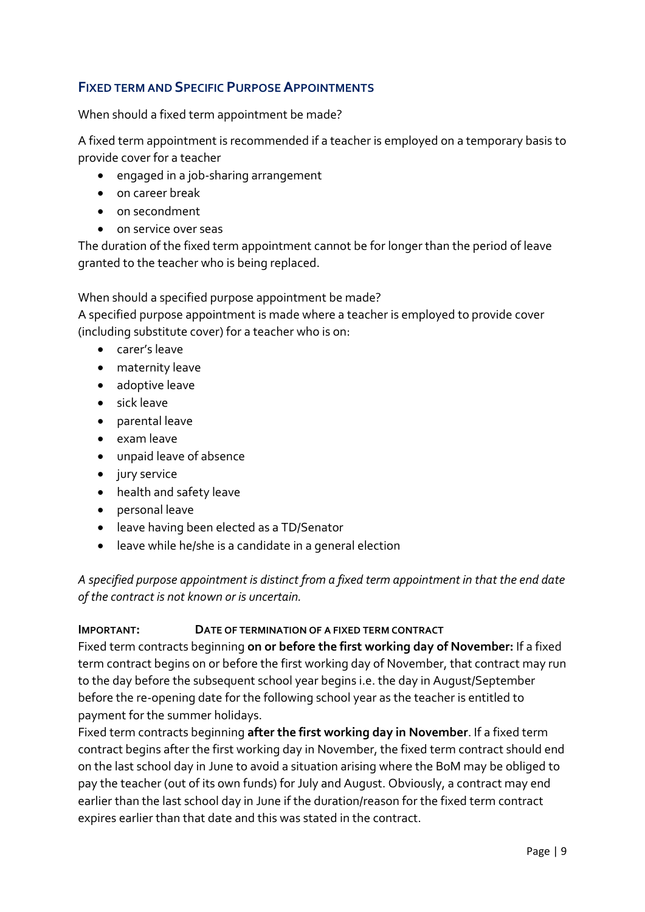## Fixed Term and Specific Purpose Appointments

When should a fixed term appointment be made?

A fixed term appointment is recommended if a teacher is employed on a temporary basis to provide cover for a teacher

- engaged in a job-sharing arrangement
- on career break
- on secondment
- on service over seas

The duration of the fixed term appointment cannot be for longer than the period of leave granted to the teacher who is being replaced.

When should a specified purpose appointment be made?

A specified purpose appointment is made where a teacher is employed to provide cover (including substitute cover) for a teacher who is on:

- carer's leave
- maternity leave
- adoptive leave
- sick leave
- parental leave
- exam leave
- unpaid leave of absence
- jury service
- health and safety leave
- personal leave
- leave having been elected as a TD/Senator
- leave while he/she is a candidate in a general election

*A specified purpose appointment is distinct from a fixed term appointment in that the end date of the contract is not known or is uncertain.*

**Important: Date of termination of a fixed term contract**

Fixed term contracts beginning **on or before the first working day of November:** If a fixed term contract begins on or before the first working day of November, that contract may run to the day before the subsequent school year begins i.e. the day in August/September before the re-opening date for the following school year as the teacher is entitled to payment for the summer holidays.

Fixed term contracts beginning **after the first working day in November**. If a fixed term contract begins after the first working day in November, the fixed term contract should end on the last school day in June to avoid a situation arising where the BoM may be obliged to pay the teacher (out of its own funds) for July and August. Obviously, a contract may end earlier than the last school day in June if the duration/reason for the fixed term contract expires earlier than that date and this was stated in the contract.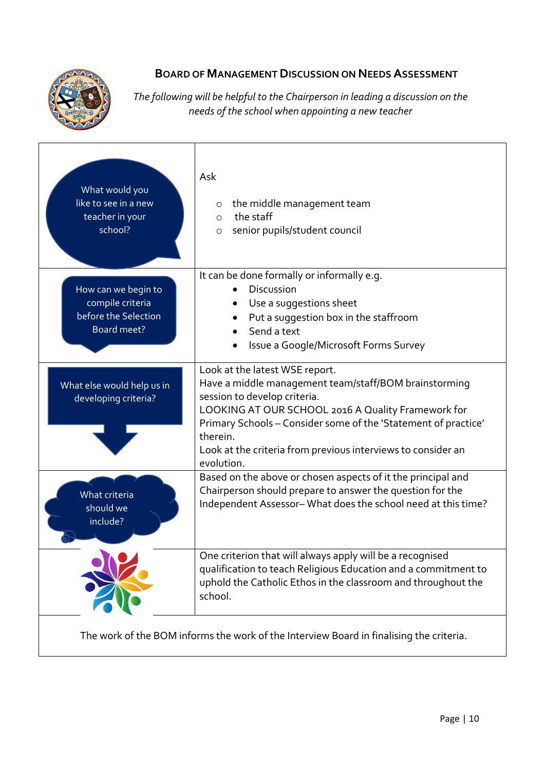## BOARD OF MANAGEMENT DISCUSSION ON NEEDS ASSESSMENT

*The following will be helpful to the Chairperson in leading a discussion on the needs of the school when appointing a new teacher*

| | |
|---|---|
| What would you like to see in a new teacher in your school? | Ask<br>○ the middle management team<br>○ the staff<br>○ senior pupils/student council |
| How can we begin to compile criteria before the Selection Board meet? | It can be done formally or informally e.g.<br>• Discussion<br>• Use a suggestions sheet<br>• Put a suggestion box in the staffroom<br>• Send a text<br>• Issue a Google/Microsoft Forms Survey |
| What else would help us in developing criteria? | Look at the latest WSE report.<br>Have a middle management team/staff/BOM brainstorming session to develop criteria.<br>LOOKING AT OUR SCHOOL 2016 A Quality Framework for Primary Schools – Consider some of the 'Statement of practice' therein.<br>Look at the criteria from previous interviews to consider an evolution. |
| What criteria should we include? | Based on the above or chosen aspects of it the principal and Chairperson should prepare to answer the question for the Independent Assessor– What does the school need at this time? |
| | One criterion that will always apply will be a recognised qualification to teach Religious Education and a commitment to uphold the Catholic Ethos in the classroom and throughout the school. |

The work of the BOM informs the work of the Interview Board in finalising the criteria.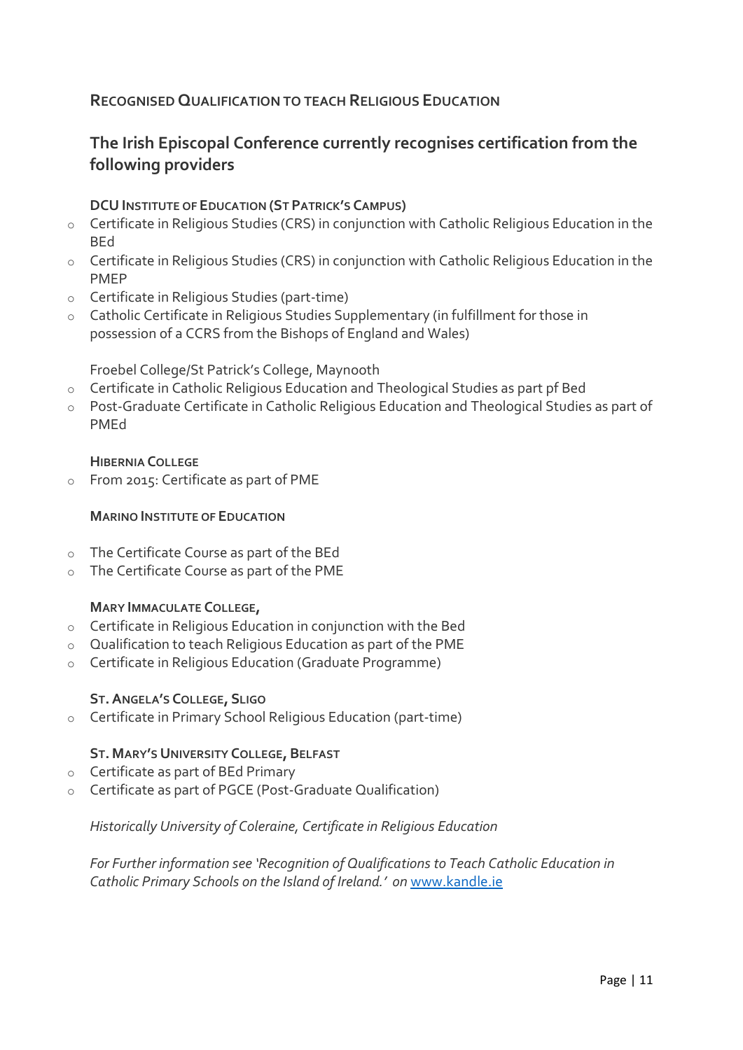## Recognised Qualification to teach Religious Education

## The Irish Episcopal Conference currently recognises certification from the following providers

**DCU Institute of Education (St Patrick's Campus)**

- Certificate in Religious Studies (CRS) in conjunction with Catholic Religious Education in the BEd
- Certificate in Religious Studies (CRS) in conjunction with Catholic Religious Education in the PMEP
- Certificate in Religious Studies (part-time)
- Catholic Certificate in Religious Studies Supplementary (in fulfillment for those in possession of a CCRS from the Bishops of England and Wales)

Froebel College/St Patrick's College, Maynooth

- Certificate in Catholic Religious Education and Theological Studies as part pf Bed
- Post-Graduate Certificate in Catholic Religious Education and Theological Studies as part of PMEd

**Hibernia College**

- From 2015: Certificate as part of PME

**Marino Institute of Education**

- The Certificate Course as part of the BEd
- The Certificate Course as part of the PME

**Mary Immaculate College,**

- Certificate in Religious Education in conjunction with the Bed
- Qualification to teach Religious Education as part of the PME
- Certificate in Religious Education (Graduate Programme)

**St. Angela's College, Sligo**

- Certificate in Primary School Religious Education (part-time)

**St. Mary's University College, Belfast**

- Certificate as part of BEd Primary
- Certificate as part of PGCE (Post-Graduate Qualification)

*Historically University of Coleraine, Certificate in Religious Education*

*For Further information see 'Recognition of Qualifications to Teach Catholic Education in Catholic Primary Schools on the Island of Ireland.' on* [www.kandle.ie](www.kandle.ie)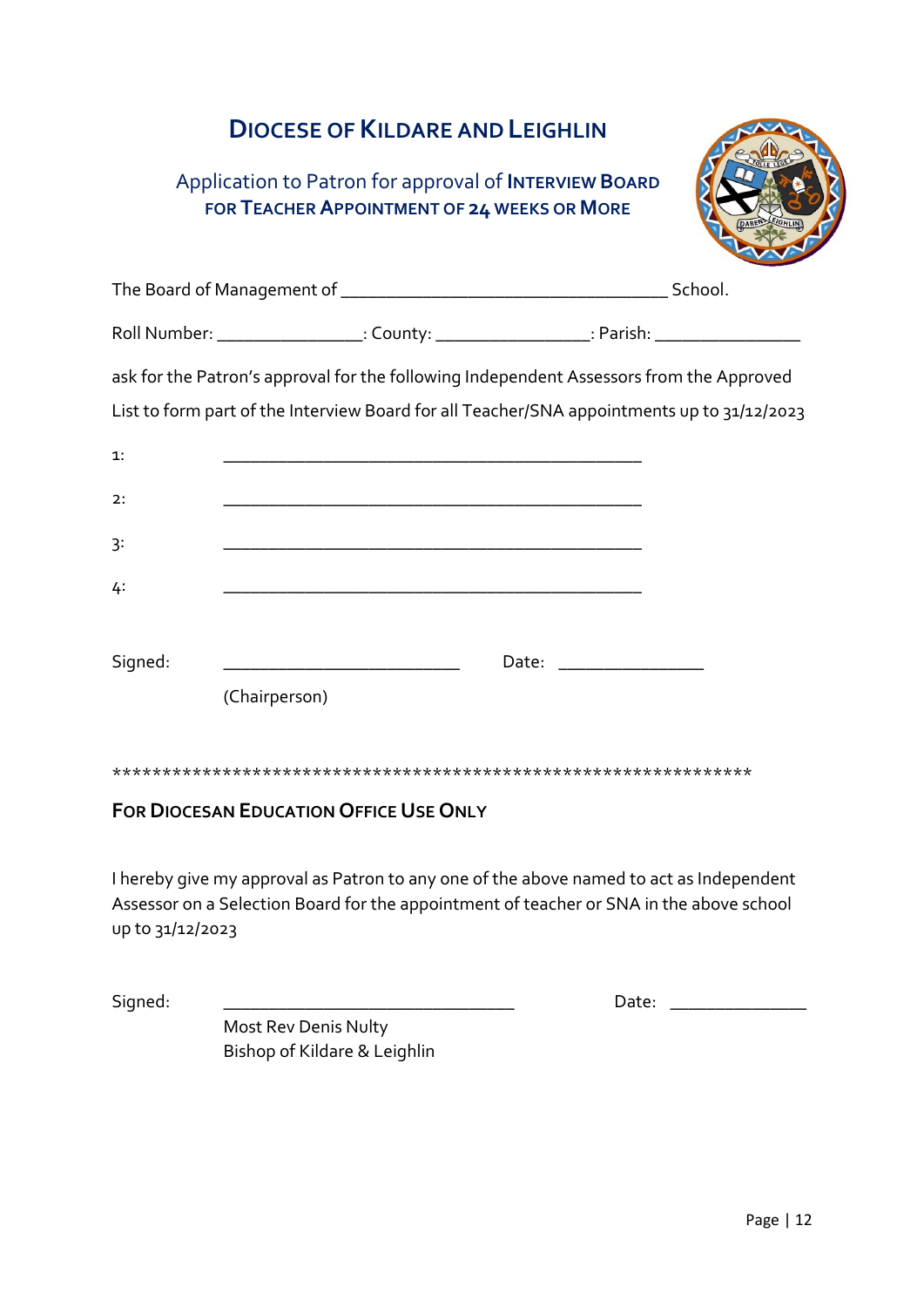# Diocese of Kildare and Leighlin

## Application to Patron for approval of Interview Board for Teacher Appointment of 24 weeks or More

The Board of Management of ___________________________________ School.

Roll Number: ________________: County: _________________: Parish: ________________

ask for the Patron's approval for the following Independent Assessors from the Approved List to form part of the Interview Board for all Teacher/SNA appointments up to 31/12/2023

1: ______________________________________________

2: ______________________________________________

3: ______________________________________________

4: ______________________________________________

Signed: __________________________ Date: ________________

(Chairperson)

******************************************************************

**For Diocesan Education Office Use Only**

I hereby give my approval as Patron to any one of the above named to act as Independent Assessor on a Selection Board for the appointment of teacher or SNA in the above school up to 31/12/2023

Signed: ________________________________ Date: _______________

Most Rev Denis Nulty
Bishop of Kildare & Leighlin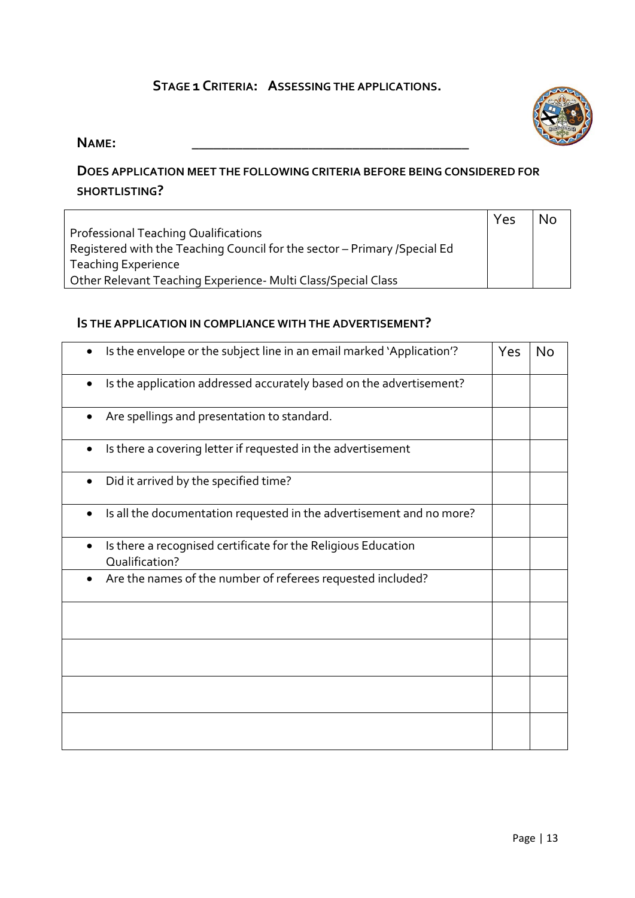## Stage 1 Criteria: Assessing the applications.

**Name:** ________________________________________

### Does application meet the following criteria before being considered for shortlisting?

| | Yes | No |
|---|---|---|
| Professional Teaching Qualifications<br>Registered with the Teaching Council for the sector – Primary /Special Ed<br>Teaching Experience<br>Other Relevant Teaching Experience- Multi Class/Special Class | | |

### Is the application in compliance with the advertisement?

| | Yes | No |
|---|---|---|
| • Is the envelope or the subject line in an email marked 'Application'? | | |
| • Is the application addressed accurately based on the advertisement? | | |
| • Are spellings and presentation to standard. | | |
| • Is there a covering letter if requested in the advertisement | | |
| • Did it arrived by the specified time? | | |
| • Is all the documentation requested in the advertisement and no more? | | |
| • Is there a recognised certificate for the Religious Education Qualification? | | |
| • Are the names of the number of referees requested included? | | |
| | | |
| | | |
| | | |
| | | |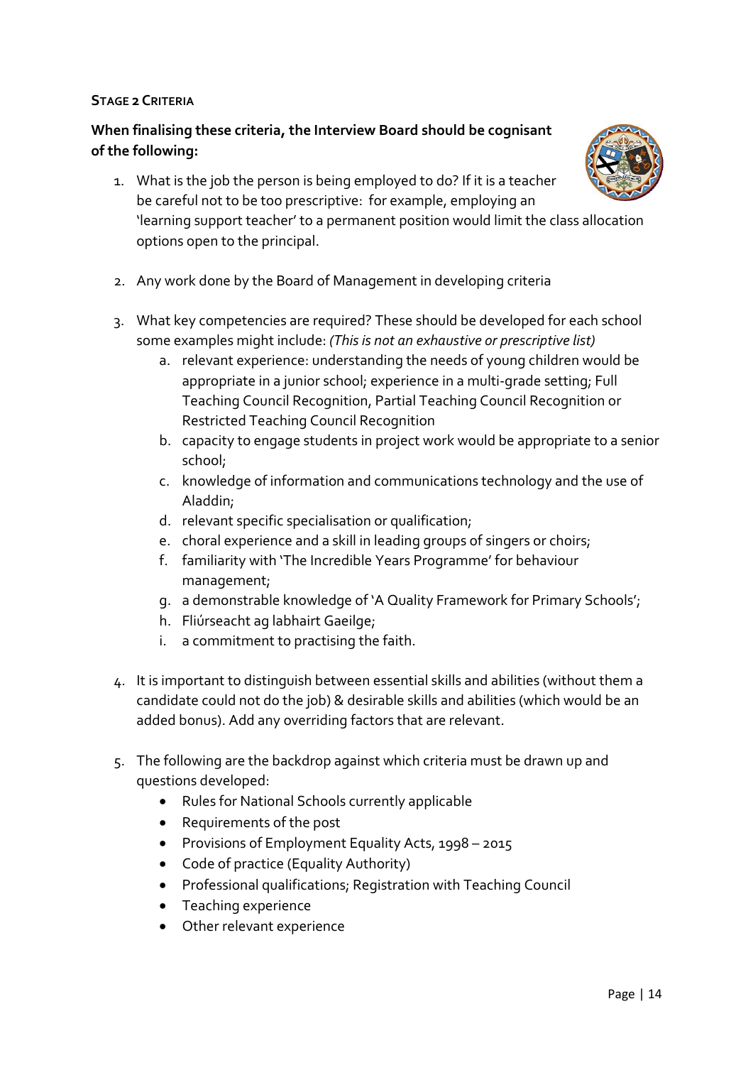**Stage 2 Criteria**

**When finalising these criteria, the Interview Board should be cognisant of the following:**

1. What is the job the person is being employed to do? If it is a teacher be careful not to be too prescriptive: for example, employing an 'learning support teacher' to a permanent position would limit the class allocation options open to the principal.

2. Any work done by the Board of Management in developing criteria

3. What key competencies are required? These should be developed for each school some examples might include: *(This is not an exhaustive or prescriptive list)*
    a. relevant experience: understanding the needs of young children would be appropriate in a junior school; experience in a multi-grade setting; Full Teaching Council Recognition, Partial Teaching Council Recognition or Restricted Teaching Council Recognition
    b. capacity to engage students in project work would be appropriate to a senior school;
    c. knowledge of information and communications technology and the use of Aladdin;
    d. relevant specific specialisation or qualification;
    e. choral experience and a skill in leading groups of singers or choirs;
    f. familiarity with 'The Incredible Years Programme' for behaviour management;
    g. a demonstrable knowledge of 'A Quality Framework for Primary Schools';
    h. Fliúrseacht ag labhairt Gaeilge;
    i. a commitment to practising the faith.

4. It is important to distinguish between essential skills and abilities (without them a candidate could not do the job) & desirable skills and abilities (which would be an added bonus). Add any overriding factors that are relevant.

5. The following are the backdrop against which criteria must be drawn up and questions developed:
    - Rules for National Schools currently applicable
    - Requirements of the post
    - Provisions of Employment Equality Acts, 1998 – 2015
    - Code of practice (Equality Authority)
    - Professional qualifications; Registration with Teaching Council
    - Teaching experience
    - Other relevant experience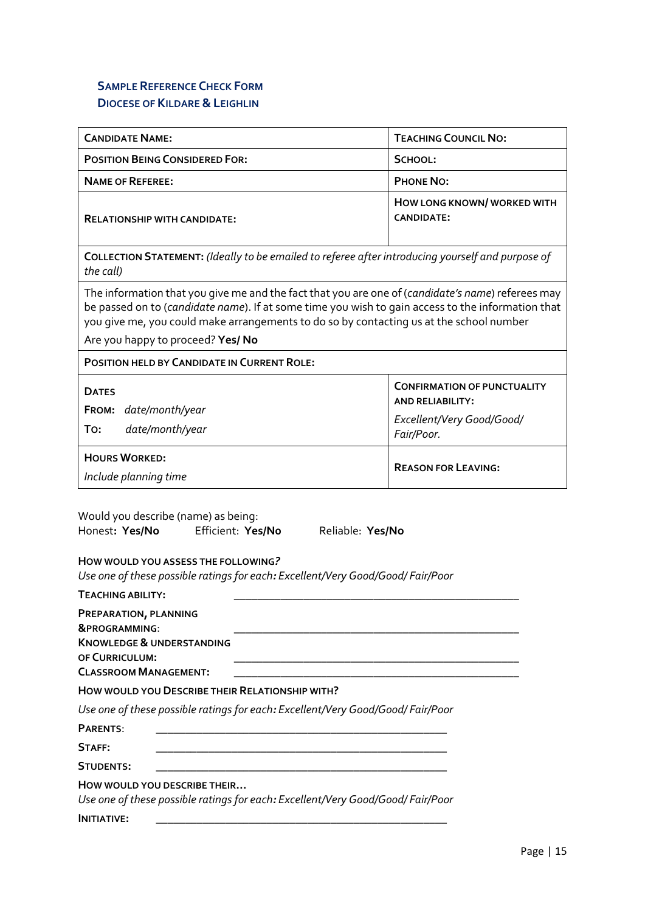## Sample Reference Check Form
## Diocese of Kildare & Leighlin

| **Candidate Name:** | **Teaching Council No:** |
|---|---|
| **Position Being Considered For:** | **School:** |
| **Name of Referee:** | **Phone No:** |
| **Relationship with Candidate:** | **How long known/ worked with candidate:** |
| **Collection Statement:** *(Ideally to be emailed to referee after introducing yourself and purpose of the call)* | |
| The information that you give me and the fact that you are one of (*candidate's name*) referees may be passed on to (*candidate name*). If at some time you wish to gain access to the information that you give me, you could make arrangements to do so by contacting us at the school number<br>Are you happy to proceed? **Yes/ No** | |
| **Position held by Candidate in Current Role:** | |
| **Dates**<br>**From:** *date/month/year*<br>**To:** *date/month/year* | **Confirmation of punctuality and reliability:**<br>*Excellent/Very Good/Good/ Fair/Poor.* |
| **Hours Worked:**<br>*Include planning time* | **Reason for Leaving:** |

Would you describe (name) as being:
Honest**: Yes/No** Efficient: **Yes/No** Reliable: **Yes/No**

**How would you assess the following?**
*Use one of these possible ratings for each: Excellent/Very Good/Good/ Fair/Poor*

**Teaching ability:** ______________________________________________

**Preparation, planning &programming**: ______________________________________________

**Knowledge & understanding of Curriculum:** ______________________________________________

**Classroom Management:** ______________________________________________

**How would you Describe their Relationship with?**

*Use one of these possible ratings for each: Excellent/Very Good/Good/ Fair/Poor*

**Parents**: ______________________________________________

**Staff:** ______________________________________________

**Students:** ______________________________________________

**How would you describe their…**
*Use one of these possible ratings for each: Excellent/Very Good/Good/ Fair/Poor*

**Initiative:** ______________________________________________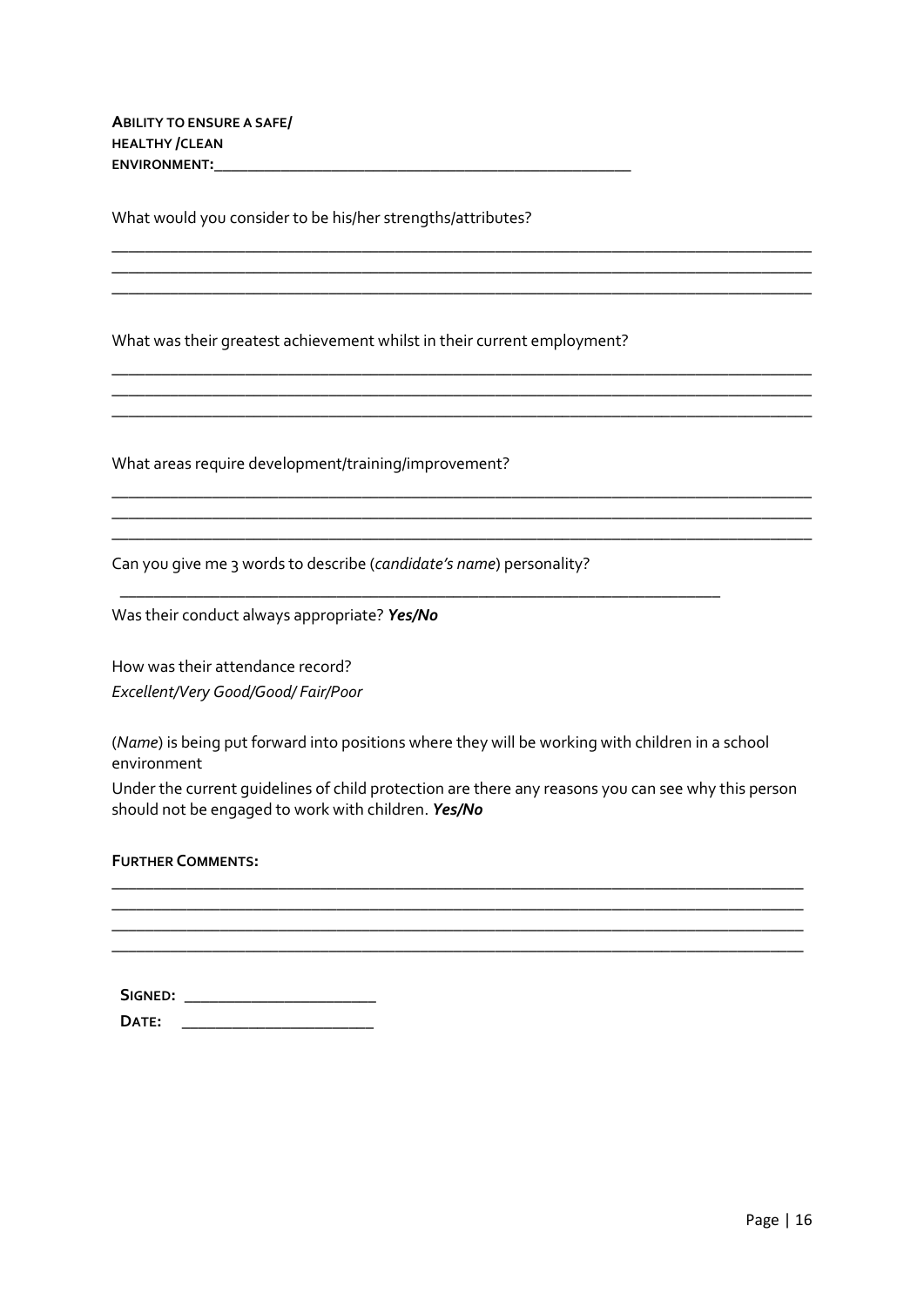**ABILITY TO ENSURE A SAFE/ HEALTHY /CLEAN ENVIRONMENT:**\_\_\_\_\_\_\_\_\_\_\_\_\_\_\_\_\_\_\_\_\_\_\_\_\_\_\_\_\_\_\_\_\_\_\_\_\_\_\_\_

What would you consider to be his/her strengths/attributes?

\_\_\_\_\_\_\_\_\_\_\_\_\_\_\_\_\_\_\_\_\_\_\_\_\_\_\_\_\_\_\_\_\_\_\_\_\_\_\_\_\_\_\_\_\_\_\_\_\_\_\_\_\_\_\_\_\_\_\_\_\_\_\_\_\_\_\_\_\_\_\_\_

\_\_\_\_\_\_\_\_\_\_\_\_\_\_\_\_\_\_\_\_\_\_\_\_\_\_\_\_\_\_\_\_\_\_\_\_\_\_\_\_\_\_\_\_\_\_\_\_\_\_\_\_\_\_\_\_\_\_\_\_\_\_\_\_\_\_\_\_\_\_\_\_

\_\_\_\_\_\_\_\_\_\_\_\_\_\_\_\_\_\_\_\_\_\_\_\_\_\_\_\_\_\_\_\_\_\_\_\_\_\_\_\_\_\_\_\_\_\_\_\_\_\_\_\_\_\_\_\_\_\_\_\_\_\_\_\_\_\_\_\_\_\_\_\_

What was their greatest achievement whilst in their current employment?

\_\_\_\_\_\_\_\_\_\_\_\_\_\_\_\_\_\_\_\_\_\_\_\_\_\_\_\_\_\_\_\_\_\_\_\_\_\_\_\_\_\_\_\_\_\_\_\_\_\_\_\_\_\_\_\_\_\_\_\_\_\_\_\_\_\_\_\_\_\_\_\_

\_\_\_\_\_\_\_\_\_\_\_\_\_\_\_\_\_\_\_\_\_\_\_\_\_\_\_\_\_\_\_\_\_\_\_\_\_\_\_\_\_\_\_\_\_\_\_\_\_\_\_\_\_\_\_\_\_\_\_\_\_\_\_\_\_\_\_\_\_\_\_\_

\_\_\_\_\_\_\_\_\_\_\_\_\_\_\_\_\_\_\_\_\_\_\_\_\_\_\_\_\_\_\_\_\_\_\_\_\_\_\_\_\_\_\_\_\_\_\_\_\_\_\_\_\_\_\_\_\_\_\_\_\_\_\_\_\_\_\_\_\_\_\_\_

What areas require development/training/improvement?

\_\_\_\_\_\_\_\_\_\_\_\_\_\_\_\_\_\_\_\_\_\_\_\_\_\_\_\_\_\_\_\_\_\_\_\_\_\_\_\_\_\_\_\_\_\_\_\_\_\_\_\_\_\_\_\_\_\_\_\_\_\_\_\_\_\_\_\_\_\_\_\_

\_\_\_\_\_\_\_\_\_\_\_\_\_\_\_\_\_\_\_\_\_\_\_\_\_\_\_\_\_\_\_\_\_\_\_\_\_\_\_\_\_\_\_\_\_\_\_\_\_\_\_\_\_\_\_\_\_\_\_\_\_\_\_\_\_\_\_\_\_\_\_\_

\_\_\_\_\_\_\_\_\_\_\_\_\_\_\_\_\_\_\_\_\_\_\_\_\_\_\_\_\_\_\_\_\_\_\_\_\_\_\_\_\_\_\_\_\_\_\_\_\_\_\_\_\_\_\_\_\_\_\_\_\_\_\_\_\_\_\_\_\_\_\_\_

Can you give me 3 words to describe (*candidate's name*) personality?

\_\_\_\_\_\_\_\_\_\_\_\_\_\_\_\_\_\_\_\_\_\_\_\_\_\_\_\_\_\_\_\_\_\_\_\_\_\_\_\_\_\_\_\_\_\_\_\_\_\_\_\_\_\_\_\_\_\_\_\_\_\_

Was their conduct always appropriate? ***Yes/No***

How was their attendance record?

*Excellent/Very Good/Good/ Fair/Poor*

(*Name*) is being put forward into positions where they will be working with children in a school environment

Under the current guidelines of child protection are there any reasons you can see why this person should not be engaged to work with children. ***Yes/No***

**FURTHER COMMENTS:**

\_\_\_\_\_\_\_\_\_\_\_\_\_\_\_\_\_\_\_\_\_\_\_\_\_\_\_\_\_\_\_\_\_\_\_\_\_\_\_\_\_\_\_\_\_\_\_\_\_\_\_\_\_\_\_\_\_\_\_\_\_\_\_\_\_\_\_\_\_\_\_\_

\_\_\_\_\_\_\_\_\_\_\_\_\_\_\_\_\_\_\_\_\_\_\_\_\_\_\_\_\_\_\_\_\_\_\_\_\_\_\_\_\_\_\_\_\_\_\_\_\_\_\_\_\_\_\_\_\_\_\_\_\_\_\_\_\_\_\_\_\_\_\_\_

\_\_\_\_\_\_\_\_\_\_\_\_\_\_\_\_\_\_\_\_\_\_\_\_\_\_\_\_\_\_\_\_\_\_\_\_\_\_\_\_\_\_\_\_\_\_\_\_\_\_\_\_\_\_\_\_\_\_\_\_\_\_\_\_\_\_\_\_\_\_\_\_

\_\_\_\_\_\_\_\_\_\_\_\_\_\_\_\_\_\_\_\_\_\_\_\_\_\_\_\_\_\_\_\_\_\_\_\_\_\_\_\_\_\_\_\_\_\_\_\_\_\_\_\_\_\_\_\_\_\_\_\_\_\_\_\_\_\_\_\_\_\_\_\_

**SIGNED:** \_\_\_\_\_\_\_\_\_\_\_\_\_\_\_\_\_\_\_\_\_\_\_

**DATE:** \_\_\_\_\_\_\_\_\_\_\_\_\_\_\_\_\_\_\_\_\_\_\_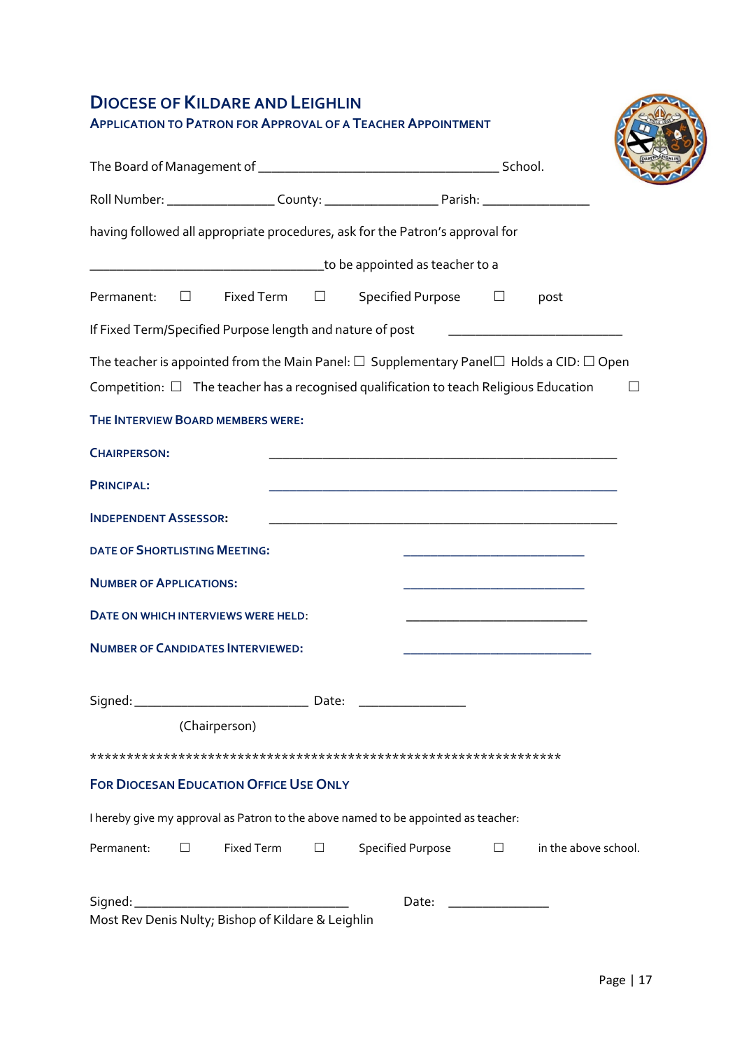# Diocese of Kildare and Leighlin

## Application to Patron for Approval of a Teacher Appointment

The Board of Management of ___________________________________ School.

Roll Number: _______________ County: ________________ Parish: _______________

having followed all appropriate procedures, ask for the Patron's approval for

__________________________________to be appointed as teacher to a

Permanent: ☐ Fixed Term ☐ Specified Purpose ☐ post

If Fixed Term/Specified Purpose length and nature of post _________________________

The teacher is appointed from the Main Panel: ☐ Supplementary Panel☐ Holds a CID: ☐ Open Competition: ☐ The teacher has a recognised qualification to teach Religious Education ☐

**The Interview Board members were:**

**Chairperson:** __________________________________________________

**Principal:** __________________________________________________

**Independent Assessor:** __________________________________________________

**Date of Shortlisting Meeting:** __________________________

**Number of Applications:** __________________________

**Date on which interviews were held:** __________________________

**Number of Candidates Interviewed:** ___________________________

Signed: _________________________ Date: _______________

(Chairperson)

*******************************************************************

**For Diocesan Education Office Use Only**

I hereby give my approval as Patron to the above named to be appointed as teacher:

Permanent: ☐ Fixed Term ☐ Specified Purpose ☐ in the above school.

Signed: _______________________________ Date: ______________

Most Rev Denis Nulty; Bishop of Kildare & Leighlin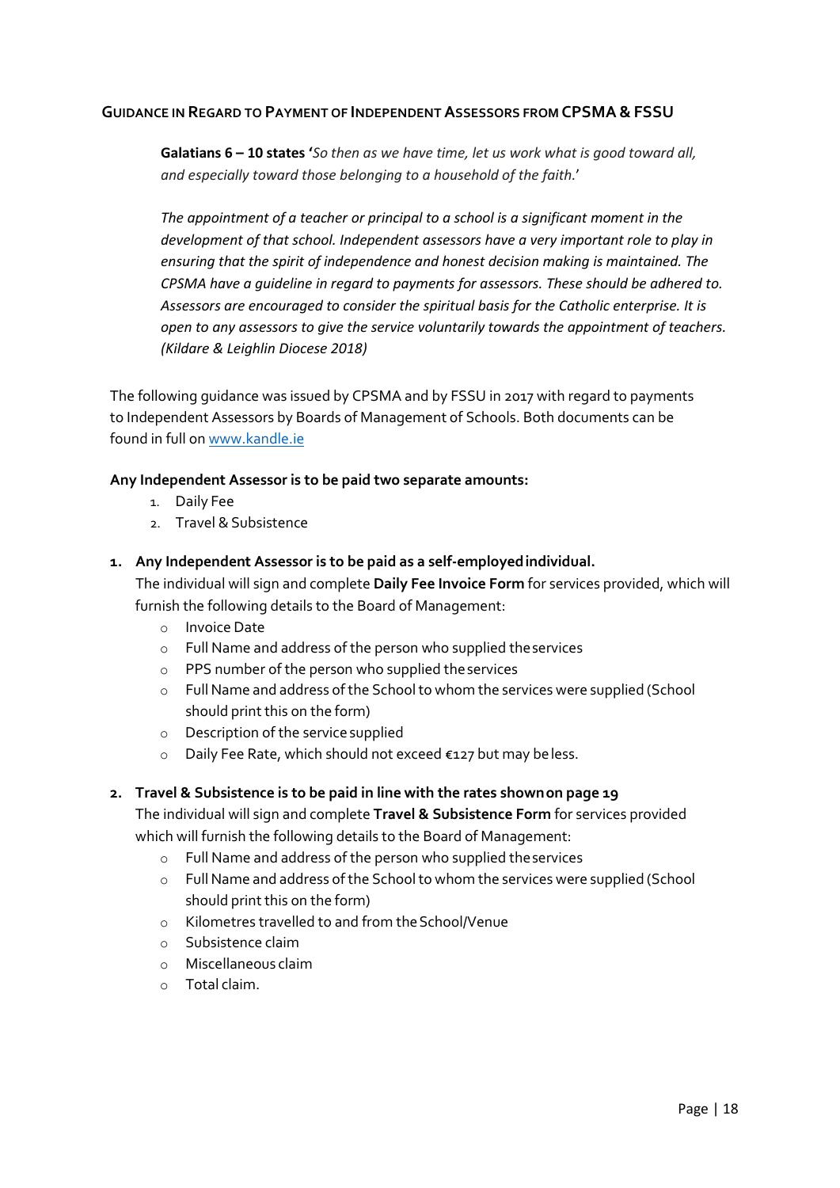## Guidance in Regard to Payment of Independent Assessors from CPSMA & FSSU

> **Galatians 6 – 10 states** '*So then as we have time, let us work what is good toward all, and especially toward those belonging to a household of the faith.*'
>
> *The appointment of a teacher or principal to a school is a significant moment in the development of that school. Independent assessors have a very important role to play in ensuring that the spirit of independence and honest decision making is maintained. The CPSMA have a guideline in regard to payments for assessors. These should be adhered to. Assessors are encouraged to consider the spiritual basis for the Catholic enterprise. It is open to any assessors to give the service voluntarily towards the appointment of teachers. (Kildare & Leighlin Diocese 2018)*

The following guidance was issued by CPSMA and by FSSU in 2017 with regard to payments to Independent Assessors by Boards of Management of Schools. Both documents can be found in full on [www.kandle.ie](www.kandle.ie)

**Any Independent Assessor is to be paid two separate amounts:**

1. Daily Fee
2. Travel & Subsistence

1. **Any Independent Assessor is to be paid as a self-employed individual.**
   The individual will sign and complete **Daily Fee Invoice Form** for services provided, which will furnish the following details to the Board of Management:
   - Invoice Date
   - Full Name and address of the person who supplied the services
   - PPS number of the person who supplied the services
   - Full Name and address of the School to whom the services were supplied (School should print this on the form)
   - Description of the service supplied
   - Daily Fee Rate, which should not exceed €127 but may be less.

2. **Travel & Subsistence is to be paid in line with the rates shown on page 19**
   The individual will sign and complete **Travel & Subsistence Form** for services provided which will furnish the following details to the Board of Management:
   - Full Name and address of the person who supplied the services
   - Full Name and address of the School to whom the services were supplied (School should print this on the form)
   - Kilometres travelled to and from the School/Venue
   - Subsistence claim
   - Miscellaneous claim
   - Total claim.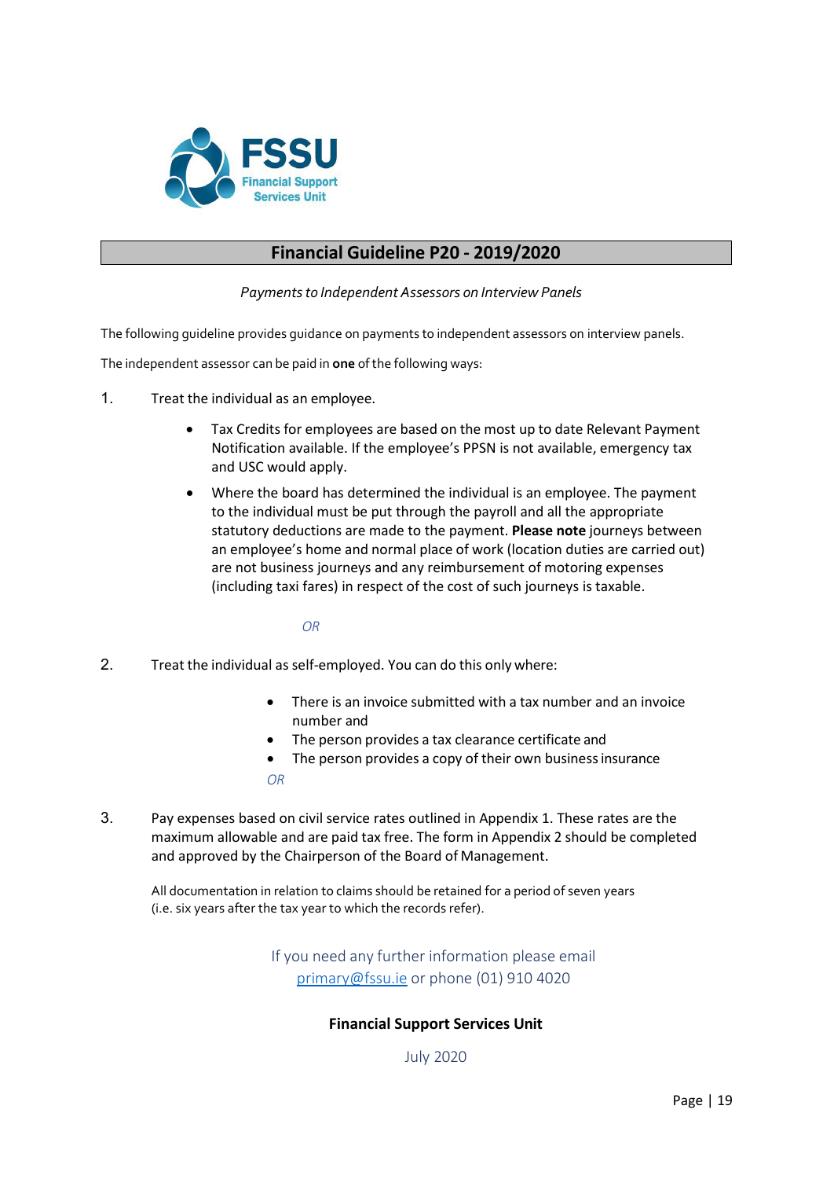## Financial Guideline P20 - 2019/2020

*Payments to Independent Assessors on Interview Panels*

The following guideline provides guidance on payments to independent assessors on interview panels.

The independent assessor can be paid in **one** of the following ways:

1. Treat the individual as an employee.

   - Tax Credits for employees are based on the most up to date Relevant Payment Notification available. If the employee's PPSN is not available, emergency tax and USC would apply.
   - Where the board has determined the individual is an employee. The payment to the individual must be put through the payroll and all the appropriate statutory deductions are made to the payment. **Please note** journeys between an employee's home and normal place of work (location duties are carried out) are not business journeys and any reimbursement of motoring expenses (including taxi fares) in respect of the cost of such journeys is taxable.

   *OR*

2. Treat the individual as self-employed. You can do this only where:

   - There is an invoice submitted with a tax number and an invoice number and
   - The person provides a tax clearance certificate and
   - The person provides a copy of their own business insurance

   *OR*

3. Pay expenses based on civil service rates outlined in Appendix 1. These rates are the maximum allowable and are paid tax free. The form in Appendix 2 should be completed and approved by the Chairperson of the Board of Management.

   All documentation in relation to claims should be retained for a period of seven years (i.e. six years after the tax year to which the records refer).

If you need any further information please email primary@fssu.ie or phone (01) 910 4020

**Financial Support Services Unit**

July 2020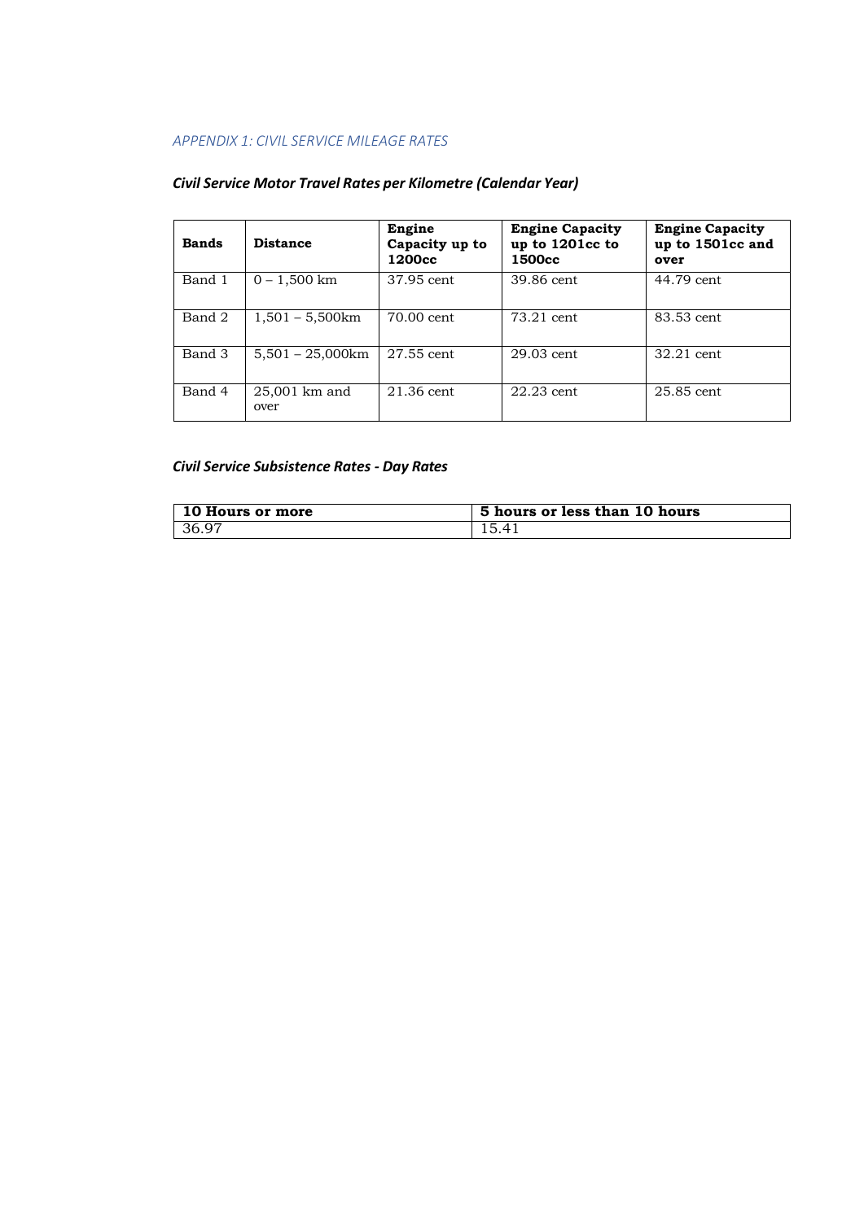## *APPENDIX 1: CIVIL SERVICE MILEAGE RATES*

### *Civil Service Motor Travel Rates per Kilometre (Calendar Year)*

| **Bands** | **Distance** | **Engine Capacity up to 1200cc** | **Engine Capacity up to 1201cc to 1500cc** | **Engine Capacity up to 1501cc and over** |
|---|---|---|---|---|
| Band 1 | 0 – 1,500 km | 37.95 cent | 39.86 cent | 44.79 cent |
| Band 2 | 1,501 – 5,500km | 70.00 cent | 73.21 cent | 83.53 cent |
| Band 3 | 5,501 – 25,000km | 27.55 cent | 29.03 cent | 32.21 cent |
| Band 4 | 25,001 km and over | 21.36 cent | 22.23 cent | 25.85 cent |

### *Civil Service Subsistence Rates - Day Rates*

| **10 Hours or more** | **5 hours or less than 10 hours** |
|---|---|
| 36.97 | 15.41 |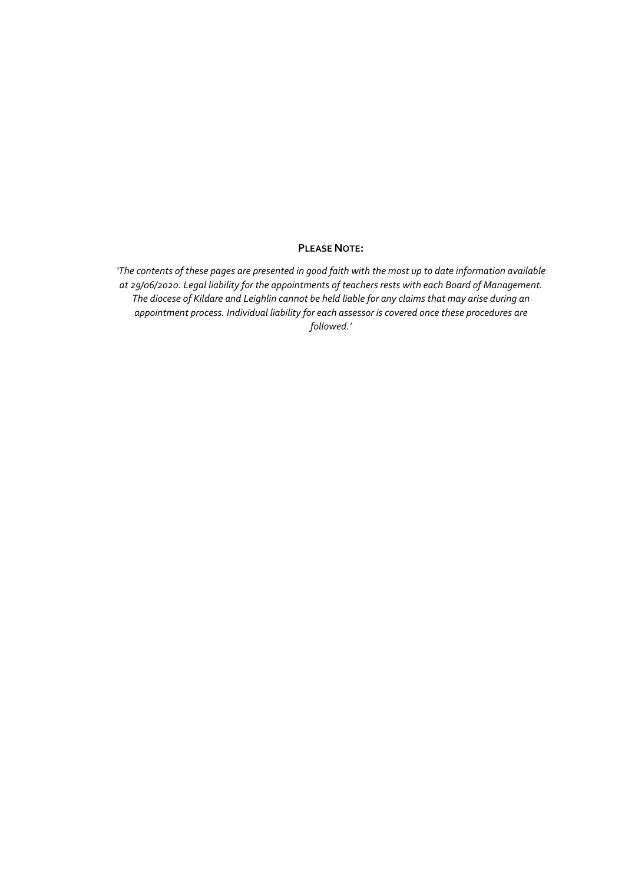**Please Note:**

*'The contents of these pages are presented in good faith with the most up to date information available at 29/06/2020. Legal liability for the appointments of teachers rests with each Board of Management. The diocese of Kildare and Leighlin cannot be held liable for any claims that may arise during an appointment process. Individual liability for each assessor is covered once these procedures are followed.'*